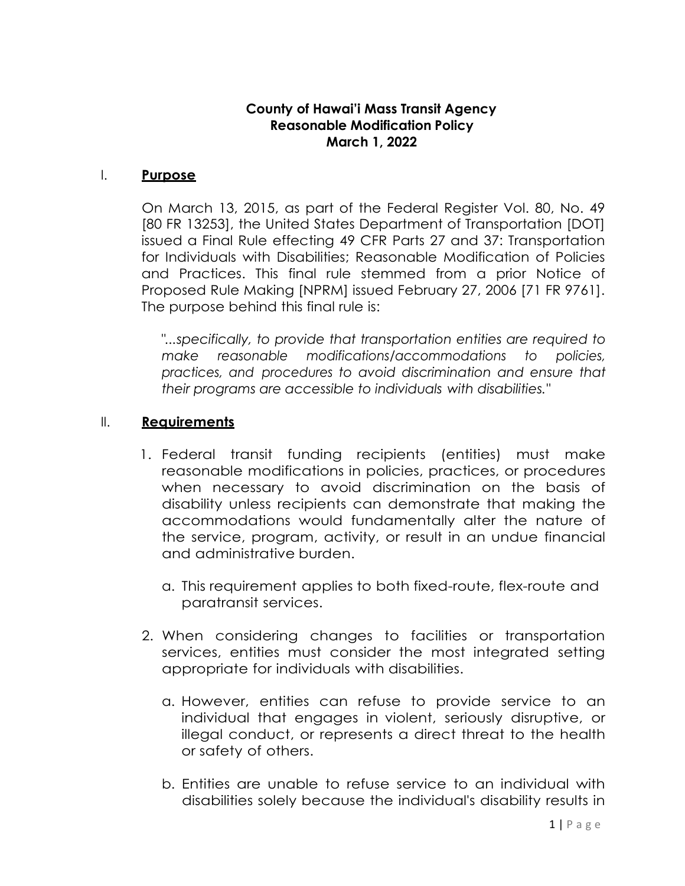**County of Hawai'i Mass Transit Agency**
**Reasonable Modification Policy**
**March 1, 2022**

## I. **Purpose**

On March 13, 2015, as part of the Federal Register Vol. 80, No. 49 [80 FR 13253], the United States Department of Transportation [DOT] issued a Final Rule effecting 49 CFR Parts 27 and 37: Transportation for Individuals with Disabilities; Reasonable Modification of Policies and Practices. This final rule stemmed from a prior Notice of Proposed Rule Making [NPRM] issued February 27, 2006 [71 FR 9761]. The purpose behind this final rule is:

> "*...specifically, to provide that transportation entities are required to make reasonable modifications/accommodations to policies, practices, and procedures to avoid discrimination and ensure that their programs are accessible to individuals with disabilities.*"

## II. **Requirements**

1. Federal transit funding recipients (entities) must make reasonable modifications in policies, practices, or procedures when necessary to avoid discrimination on the basis of disability unless recipients can demonstrate that making the accommodations would fundamentally alter the nature of the service, program, activity, or result in an undue financial and administrative burden.
   a. This requirement applies to both fixed-route, flex-route and paratransit services.
2. When considering changes to facilities or transportation services, entities must consider the most integrated setting appropriate for individuals with disabilities.
   a. However, entities can refuse to provide service to an individual that engages in violent, seriously disruptive, or illegal conduct, or represents a direct threat to the health or safety of others.
   b. Entities are unable to refuse service to an individual with disabilities solely because the individual's disability results in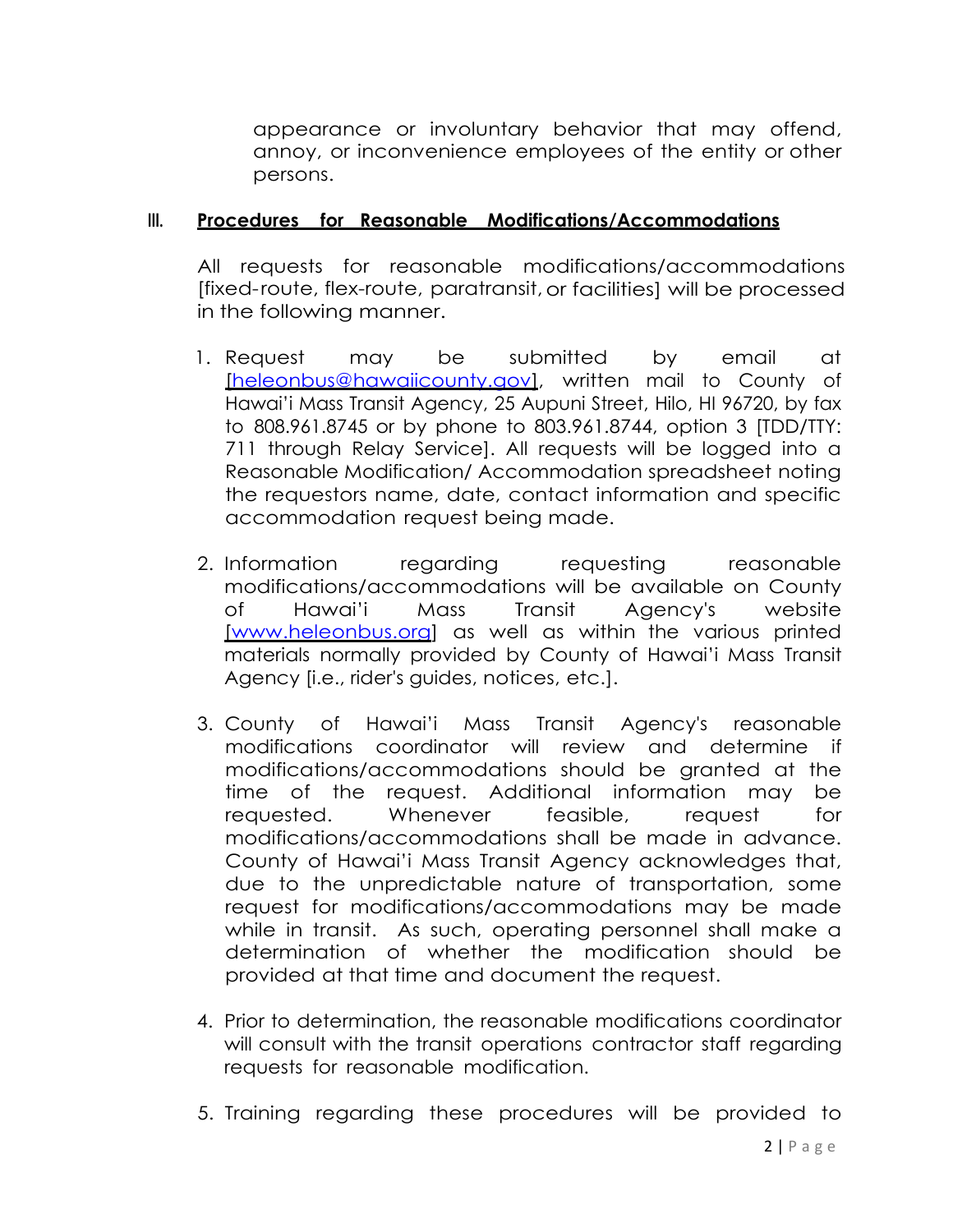appearance or involuntary behavior that may offend, annoy, or inconvenience employees of the entity or other persons.

## III. Procedures for Reasonable Modifications/Accommodations

All requests for reasonable modifications/accommodations [fixed-route, flex-route, paratransit, or facilities] will be processed in the following manner.

1. Request may be submitted by email at [heleonbus@hawaiicounty.gov], written mail to County of Hawai'i Mass Transit Agency, 25 Aupuni Street, Hilo, HI 96720, by fax to 808.961.8745 or by phone to 803.961.8744, option 3 [TDD/TTY: 711 through Relay Service]. All requests will be logged into a Reasonable Modification/ Accommodation spreadsheet noting the requestors name, date, contact information and specific accommodation request being made.

2. Information regarding requesting reasonable modifications/accommodations will be available on County of Hawai'i Mass Transit Agency's website [www.heleonbus.org] as well as within the various printed materials normally provided by County of Hawai'i Mass Transit Agency [i.e., rider's guides, notices, etc.].

3. County of Hawai'i Mass Transit Agency's reasonable modifications coordinator will review and determine if modifications/accommodations should be granted at the time of the request. Additional information may be requested. Whenever feasible, request for modifications/accommodations shall be made in advance. County of Hawai'i Mass Transit Agency acknowledges that, due to the unpredictable nature of transportation, some request for modifications/accommodations may be made while in transit. As such, operating personnel shall make a determination of whether the modification should be provided at that time and document the request.

4. Prior to determination, the reasonable modifications coordinator will consult with the transit operations contractor staff regarding requests for reasonable modification.

5. Training regarding these procedures will be provided to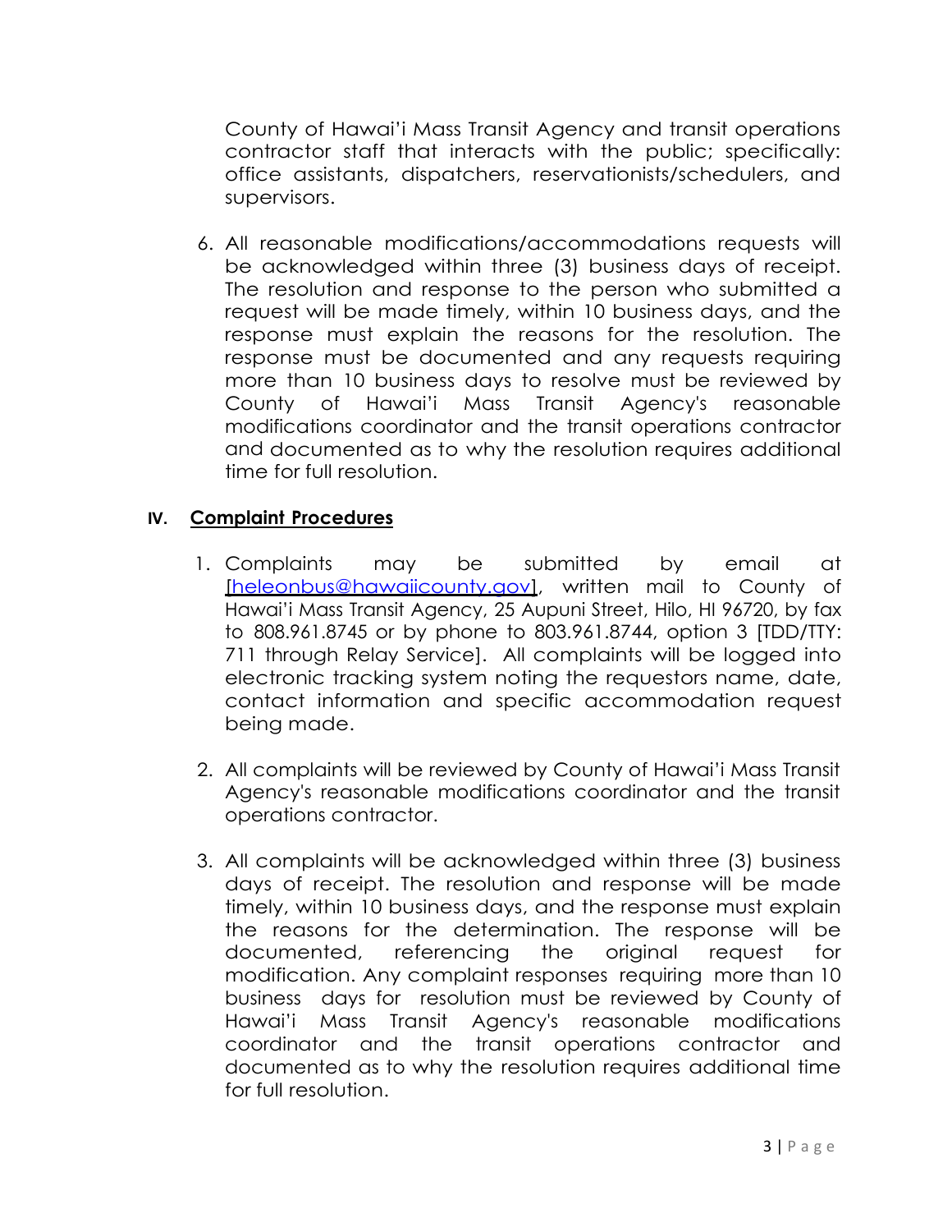County of Hawai'i Mass Transit Agency and transit operations contractor staff that interacts with the public; specifically: office assistants, dispatchers, reservationists/schedulers, and supervisors.

6. All reasonable modifications/accommodations requests will be acknowledged within three (3) business days of receipt. The resolution and response to the person who submitted a request will be made timely, within 10 business days, and the response must explain the reasons for the resolution. The response must be documented and any requests requiring more than 10 business days to resolve must be reviewed by County of Hawai'i Mass Transit Agency's reasonable modifications coordinator and the transit operations contractor and documented as to why the resolution requires additional time for full resolution.

## IV. Complaint Procedures

1. Complaints may be submitted by email at [heleonbus@hawaiicounty.gov], written mail to County of Hawai'i Mass Transit Agency, 25 Aupuni Street, Hilo, HI 96720, by fax to 808.961.8745 or by phone to 803.961.8744, option 3 [TDD/TTY: 711 through Relay Service]. All complaints will be logged into electronic tracking system noting the requestors name, date, contact information and specific accommodation request being made.

2. All complaints will be reviewed by County of Hawai'i Mass Transit Agency's reasonable modifications coordinator and the transit operations contractor.

3. All complaints will be acknowledged within three (3) business days of receipt. The resolution and response will be made timely, within 10 business days, and the response must explain the reasons for the determination. The response will be documented, referencing the original request for modification. Any complaint responses requiring more than 10 business days for resolution must be reviewed by County of Hawai'i Mass Transit Agency's reasonable modifications coordinator and the transit operations contractor and documented as to why the resolution requires additional time for full resolution.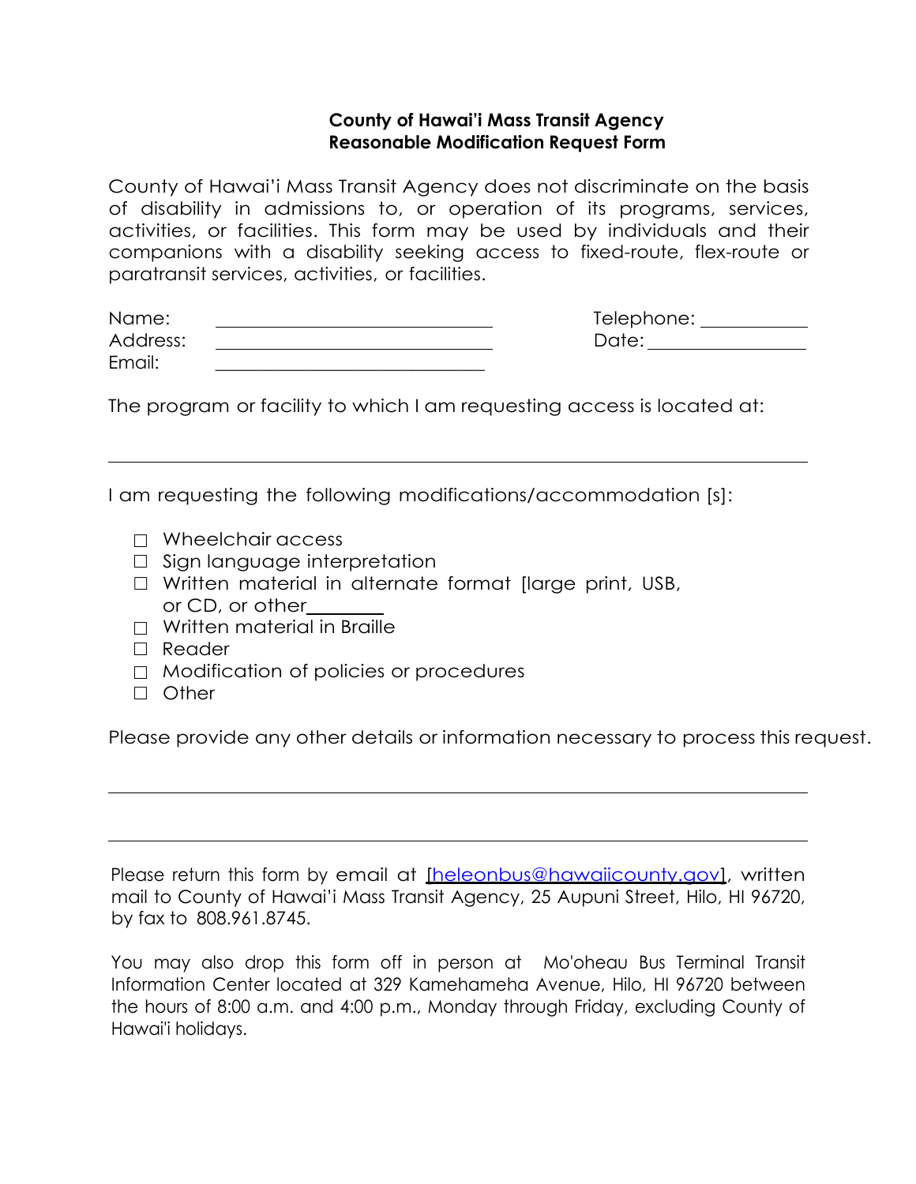**County of Hawai'i Mass Transit Agency**
**Reasonable Modification Request Form**

County of Hawai'i Mass Transit Agency does not discriminate on the basis of disability in admissions to, or operation of its programs, services, activities, or facilities. This form may be used by individuals and their companions with a disability seeking access to fixed-route, flex-route or paratransit services, activities, or facilities.

Name: ______________________________ Telephone: ___________
Address: ______________________________ Date: ________________
Email: ____________________________

The program or facility to which I am requesting access is located at:

_________________________________________________________________

I am requesting the following modifications/accommodation [s]:

- ☐ Wheelchair access
- ☐ Sign language interpretation
- ☐ Written material in alternate format [large print, USB, or CD, or other________
- ☐ Written material in Braille
- ☐ Reader
- ☐ Modification of policies or procedures
- ☐ Other

Please provide any other details or information necessary to process this request.

_________________________________________________________________

_________________________________________________________________

Please return this form by email at [heleonbus@hawaiicounty.gov], written mail to County of Hawai'i Mass Transit Agency, 25 Aupuni Street, Hilo, HI 96720, by fax to 808.961.8745.

You may also drop this form off in person at Mo'oheau Bus Terminal Transit Information Center located at 329 Kamehameha Avenue, Hilo, HI 96720 between the hours of 8:00 a.m. and 4:00 p.m., Monday through Friday, excluding County of Hawai'i holidays.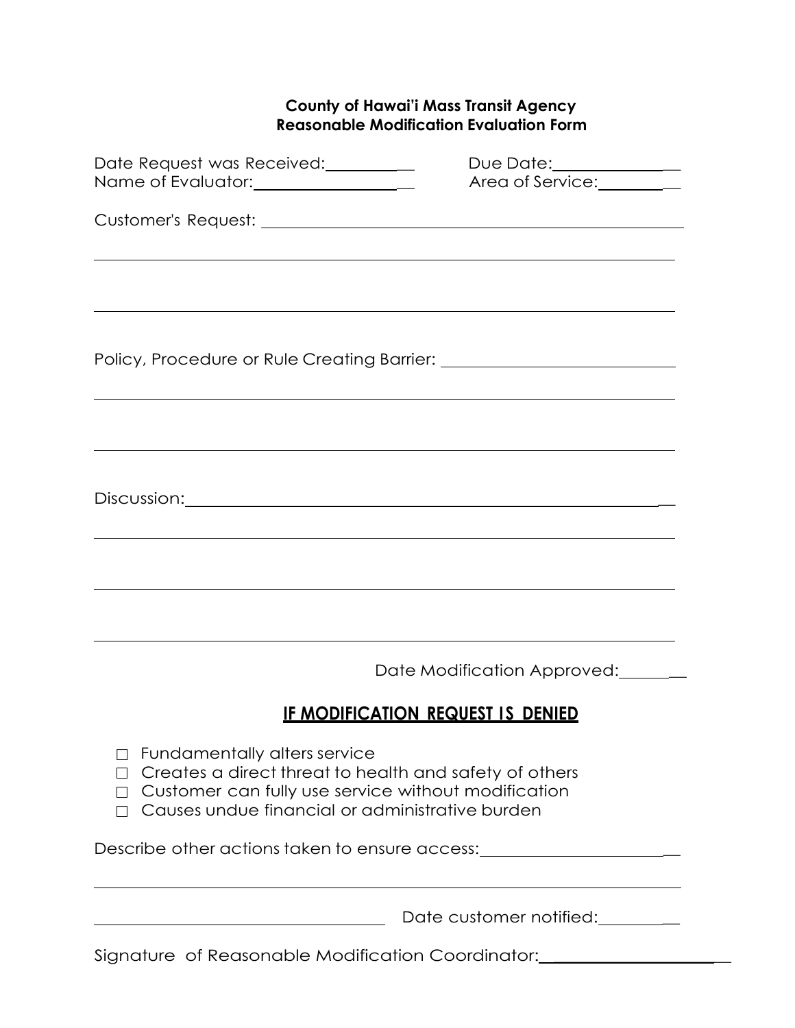**County of Hawai'i Mass Transit Agency**
**Reasonable Modification Evaluation Form**

Date Request was Received:\_\_\_\_\_\_\_\_\_\_\_\_ Due Date:\_\_\_\_\_\_\_\_\_\_\_\_\_\_\_\_

Name of Evaluator:\_\_\_\_\_\_\_\_\_\_\_\_\_\_\_\_\_\_\_\_ Area of Service:\_\_\_\_\_\_\_\_\_\_\_

Customer's Request: \_\_\_\_\_\_\_\_\_\_\_\_\_\_\_\_\_\_\_\_\_\_\_\_\_\_\_\_\_\_\_\_\_\_\_\_\_\_\_\_\_\_\_\_\_\_\_\_\_\_\_\_\_\_

\_\_\_\_\_\_\_\_\_\_\_\_\_\_\_\_\_\_\_\_\_\_\_\_\_\_\_\_\_\_\_\_\_\_\_\_\_\_\_\_\_\_\_\_\_\_\_\_\_\_\_\_\_\_\_\_\_\_\_\_\_\_\_\_\_\_\_\_\_\_\_\_\_\_

\_\_\_\_\_\_\_\_\_\_\_\_\_\_\_\_\_\_\_\_\_\_\_\_\_\_\_\_\_\_\_\_\_\_\_\_\_\_\_\_\_\_\_\_\_\_\_\_\_\_\_\_\_\_\_\_\_\_\_\_\_\_\_\_\_\_\_\_\_\_\_\_\_\_

Policy, Procedure or Rule Creating Barrier: \_\_\_\_\_\_\_\_\_\_\_\_\_\_\_\_\_\_\_\_\_\_\_\_\_\_\_\_\_\_\_\_

\_\_\_\_\_\_\_\_\_\_\_\_\_\_\_\_\_\_\_\_\_\_\_\_\_\_\_\_\_\_\_\_\_\_\_\_\_\_\_\_\_\_\_\_\_\_\_\_\_\_\_\_\_\_\_\_\_\_\_\_\_\_\_\_\_\_\_\_\_\_\_\_\_\_

\_\_\_\_\_\_\_\_\_\_\_\_\_\_\_\_\_\_\_\_\_\_\_\_\_\_\_\_\_\_\_\_\_\_\_\_\_\_\_\_\_\_\_\_\_\_\_\_\_\_\_\_\_\_\_\_\_\_\_\_\_\_\_\_\_\_\_\_\_\_\_\_\_\_

Discussion:\_\_\_\_\_\_\_\_\_\_\_\_\_\_\_\_\_\_\_\_\_\_\_\_\_\_\_\_\_\_\_\_\_\_\_\_\_\_\_\_\_\_\_\_\_\_\_\_\_\_\_\_\_\_\_\_\_\_\_\_\_

\_\_\_\_\_\_\_\_\_\_\_\_\_\_\_\_\_\_\_\_\_\_\_\_\_\_\_\_\_\_\_\_\_\_\_\_\_\_\_\_\_\_\_\_\_\_\_\_\_\_\_\_\_\_\_\_\_\_\_\_\_\_\_\_\_\_\_\_\_\_\_\_\_\_

\_\_\_\_\_\_\_\_\_\_\_\_\_\_\_\_\_\_\_\_\_\_\_\_\_\_\_\_\_\_\_\_\_\_\_\_\_\_\_\_\_\_\_\_\_\_\_\_\_\_\_\_\_\_\_\_\_\_\_\_\_\_\_\_\_\_\_\_\_\_\_\_\_\_

\_\_\_\_\_\_\_\_\_\_\_\_\_\_\_\_\_\_\_\_\_\_\_\_\_\_\_\_\_\_\_\_\_\_\_\_\_\_\_\_\_\_\_\_\_\_\_\_\_\_\_\_\_\_\_\_\_\_\_\_\_\_\_\_\_\_\_\_\_\_\_\_\_\_

Date Modification Approved:\_\_\_\_\_\_\_\_

## IF MODIFICATION REQUEST IS DENIED

- ☐ Fundamentally alters service
- ☐ Creates a direct threat to health and safety of others
- ☐ Customer can fully use service without modification
- ☐ Causes undue financial or administrative burden

Describe other actions taken to ensure access:\_\_\_\_\_\_\_\_\_\_\_\_\_\_\_\_\_\_\_\_\_\_\_\_\_\_

\_\_\_\_\_\_\_\_\_\_\_\_\_\_\_\_\_\_\_\_\_\_\_\_\_\_\_\_\_\_\_\_\_\_\_\_\_\_\_\_\_\_\_\_\_\_\_\_\_\_\_\_\_\_\_\_\_\_\_\_\_\_\_\_\_\_\_\_\_\_\_\_\_\_

\_\_\_\_\_\_\_\_\_\_\_\_\_\_\_\_\_\_\_\_\_\_\_\_\_\_\_\_\_\_\_\_\_\_\_\_\_\_\_\_ Date customer notified:\_\_\_\_\_\_\_\_\_\_

Signature of Reasonable Modification Coordinator:\_\_\_\_\_\_\_\_\_\_\_\_\_\_\_\_\_\_\_\_\_\_\_\_